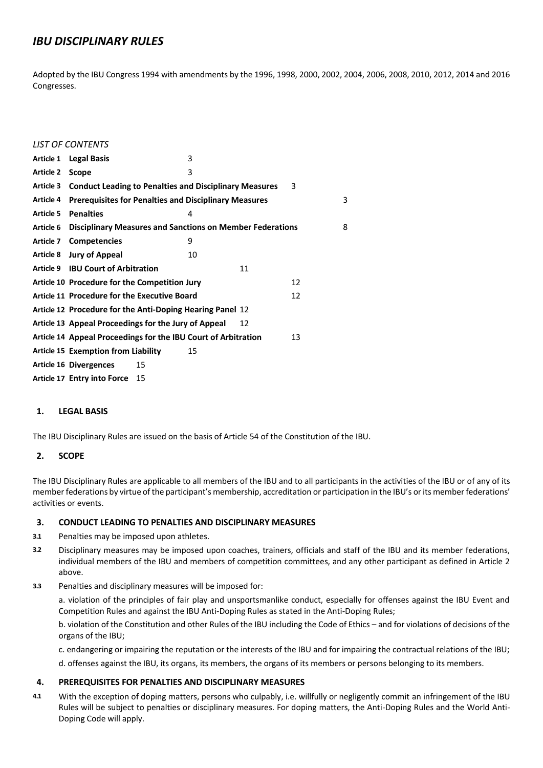# *IBU DISCIPLINARY RULES*

Adopted by the IBU Congress 1994 with amendments by the 1996, 1998, 2000, 2002, 2004, 2006, 2008, 2010, 2012, 2014 and 2016 Congresses.

*LIST OF CONTENTS*

| | | |
|---|---|---|
| **Article 1** | **Legal Basis** | 3 |
| **Article 2** | **Scope** | 3 |
| **Article 3** | **Conduct Leading to Penalties and Disciplinary Measures** | 3 |
| **Article 4** | **Prerequisites for Penalties and Disciplinary Measures** | 3 |
| **Article 5** | **Penalties** | 4 |
| **Article 6** | **Disciplinary Measures and Sanctions on Member Federations** | 8 |
| **Article 7** | **Competencies** | 9 |
| **Article 8** | **Jury of Appeal** | 10 |
| **Article 9** | **IBU Court of Arbitration** | 11 |
| **Article 10** | **Procedure for the Competition Jury** | 12 |
| **Article 11** | **Procedure for the Executive Board** | 12 |
| **Article 12** | **Procedure for the Anti-Doping Hearing Panel** | 12 |
| **Article 13** | **Appeal Proceedings for the Jury of Appeal** | 12 |
| **Article 14** | **Appeal Proceedings for the IBU Court of Arbitration** | 13 |
| **Article 15** | **Exemption from Liability** | 15 |
| **Article 16** | **Divergences** | 15 |
| **Article 17** | **Entry into Force** | 15 |

## 1. LEGAL BASIS

The IBU Disciplinary Rules are issued on the basis of Article 54 of the Constitution of the IBU.

## 2. SCOPE

The IBU Disciplinary Rules are applicable to all members of the IBU and to all participants in the activities of the IBU or of any of its member federations by virtue of the participant's membership, accreditation or participation in the IBU's or its member federations' activities or events.

## 3. CONDUCT LEADING TO PENALTIES AND DISCIPLINARY MEASURES

**3.1** Penalties may be imposed upon athletes.

**3.2** Disciplinary measures may be imposed upon coaches, trainers, officials and staff of the IBU and its member federations, individual members of the IBU and members of competition committees, and any other participant as defined in Article 2 above.

**3.3** Penalties and disciplinary measures will be imposed for:

a. violation of the principles of fair play and unsportsmanlike conduct, especially for offenses against the IBU Event and Competition Rules and against the IBU Anti-Doping Rules as stated in the Anti-Doping Rules;

b. violation of the Constitution and other Rules of the IBU including the Code of Ethics – and for violations of decisions of the organs of the IBU;

c. endangering or impairing the reputation or the interests of the IBU and for impairing the contractual relations of the IBU;

d. offenses against the IBU, its organs, its members, the organs of its members or persons belonging to its members.

## 4. PREREQUISITES FOR PENALTIES AND DISCIPLINARY MEASURES

**4.1** With the exception of doping matters, persons who culpably, i.e. willfully or negligently commit an infringement of the IBU Rules will be subject to penalties or disciplinary measures. For doping matters, the Anti-Doping Rules and the World Anti-Doping Code will apply.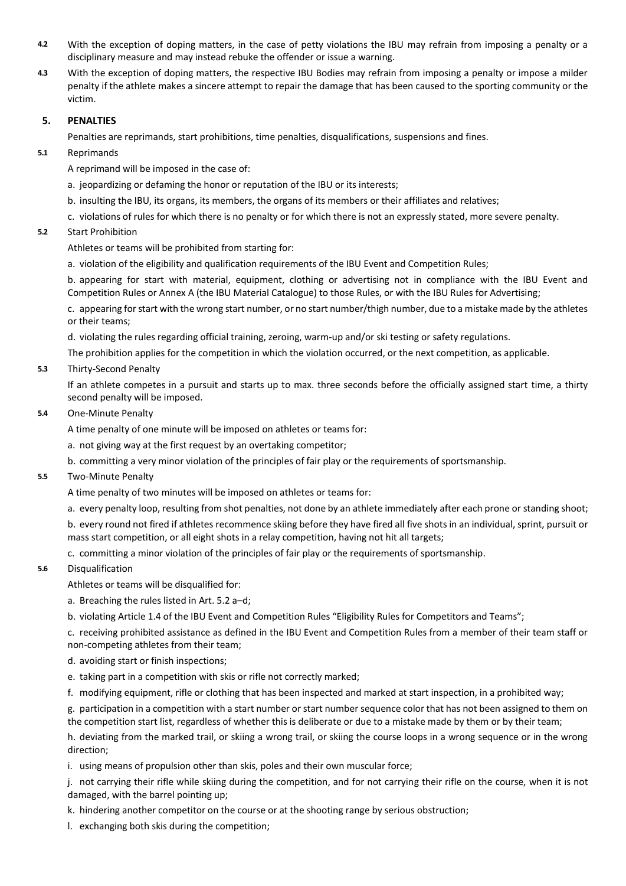**4.2** With the exception of doping matters, in the case of petty violations the IBU may refrain from imposing a penalty or a disciplinary measure and may instead rebuke the offender or issue a warning.

**4.3** With the exception of doping matters, the respective IBU Bodies may refrain from imposing a penalty or impose a milder penalty if the athlete makes a sincere attempt to repair the damage that has been caused to the sporting community or the victim.

## 5. PENALTIES

Penalties are reprimands, start prohibitions, time penalties, disqualifications, suspensions and fines.

**5.1** Reprimands

A reprimand will be imposed in the case of:

a. jeopardizing or defaming the honor or reputation of the IBU or its interests;

b. insulting the IBU, its organs, its members, the organs of its members or their affiliates and relatives;

c. violations of rules for which there is no penalty or for which there is not an expressly stated, more severe penalty.

**5.2** Start Prohibition

Athletes or teams will be prohibited from starting for:

a. violation of the eligibility and qualification requirements of the IBU Event and Competition Rules;

b. appearing for start with material, equipment, clothing or advertising not in compliance with the IBU Event and Competition Rules or Annex A (the IBU Material Catalogue) to those Rules, or with the IBU Rules for Advertising;

c. appearing for start with the wrong start number, or no start number/thigh number, due to a mistake made by the athletes or their teams;

d. violating the rules regarding official training, zeroing, warm-up and/or ski testing or safety regulations.

The prohibition applies for the competition in which the violation occurred, or the next competition, as applicable.

**5.3** Thirty-Second Penalty

If an athlete competes in a pursuit and starts up to max. three seconds before the officially assigned start time, a thirty second penalty will be imposed.

**5.4** One-Minute Penalty

A time penalty of one minute will be imposed on athletes or teams for:

a. not giving way at the first request by an overtaking competitor;

b. committing a very minor violation of the principles of fair play or the requirements of sportsmanship.

**5.5** Two-Minute Penalty

A time penalty of two minutes will be imposed on athletes or teams for:

a. every penalty loop, resulting from shot penalties, not done by an athlete immediately after each prone or standing shoot;

b. every round not fired if athletes recommence skiing before they have fired all five shots in an individual, sprint, pursuit or mass start competition, or all eight shots in a relay competition, having not hit all targets;

c. committing a minor violation of the principles of fair play or the requirements of sportsmanship.

**5.6** Disqualification

Athletes or teams will be disqualified for:

a. Breaching the rules listed in Art. 5.2 a–d;

b. violating Article 1.4 of the IBU Event and Competition Rules "Eligibility Rules for Competitors and Teams";

c. receiving prohibited assistance as defined in the IBU Event and Competition Rules from a member of their team staff or non-competing athletes from their team;

d. avoiding start or finish inspections;

e. taking part in a competition with skis or rifle not correctly marked;

f. modifying equipment, rifle or clothing that has been inspected and marked at start inspection, in a prohibited way;

g. participation in a competition with a start number or start number sequence color that has not been assigned to them on the competition start list, regardless of whether this is deliberate or due to a mistake made by them or by their team;

h. deviating from the marked trail, or skiing a wrong trail, or skiing the course loops in a wrong sequence or in the wrong direction;

i. using means of propulsion other than skis, poles and their own muscular force;

j. not carrying their rifle while skiing during the competition, and for not carrying their rifle on the course, when it is not damaged, with the barrel pointing up;

k. hindering another competitor on the course or at the shooting range by serious obstruction;

l. exchanging both skis during the competition;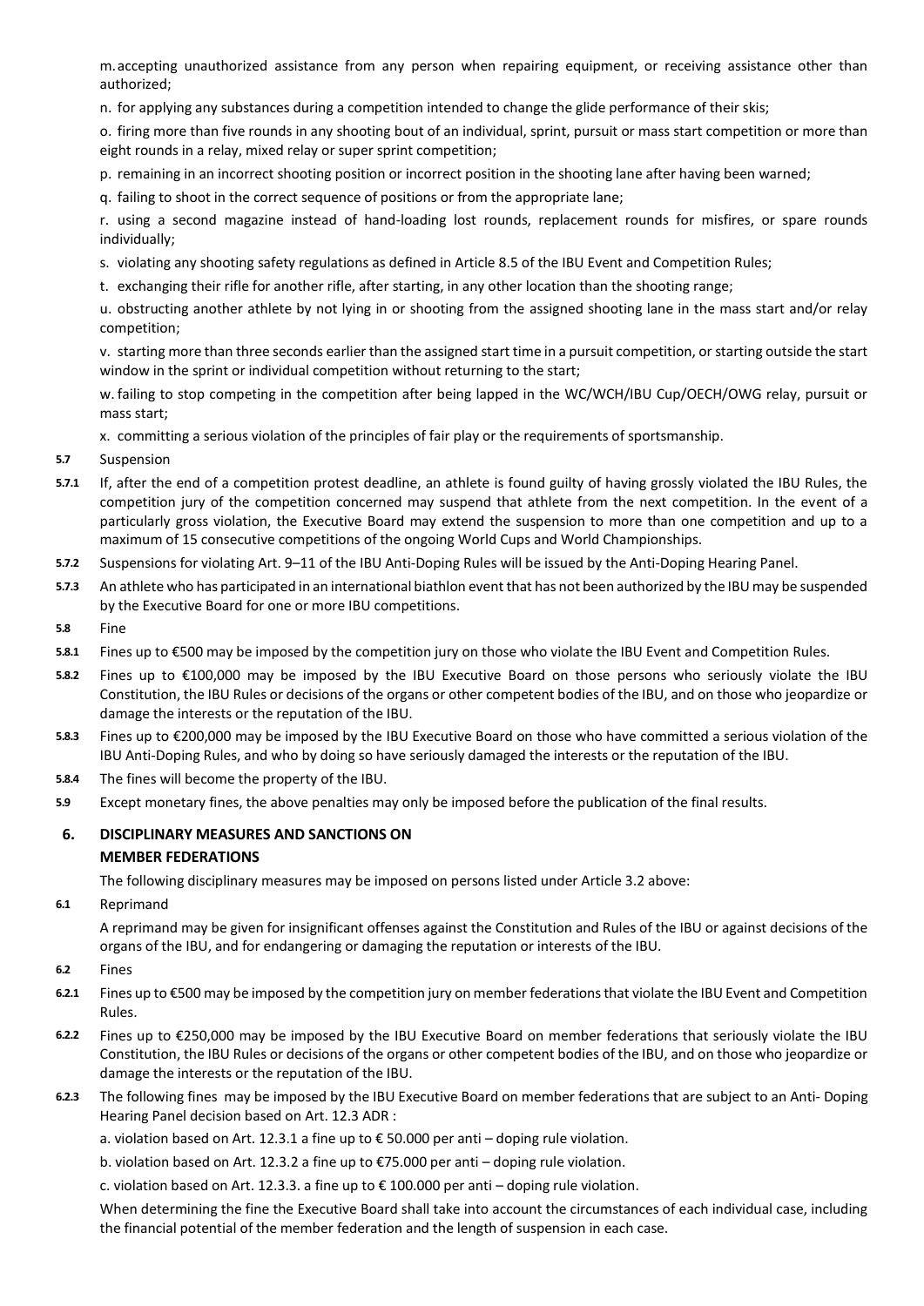m. accepting unauthorized assistance from any person when repairing equipment, or receiving assistance other than authorized;

n. for applying any substances during a competition intended to change the glide performance of their skis;

o. firing more than five rounds in any shooting bout of an individual, sprint, pursuit or mass start competition or more than eight rounds in a relay, mixed relay or super sprint competition;

p. remaining in an incorrect shooting position or incorrect position in the shooting lane after having been warned;

q. failing to shoot in the correct sequence of positions or from the appropriate lane;

r. using a second magazine instead of hand-loading lost rounds, replacement rounds for misfires, or spare rounds individually;

s. violating any shooting safety regulations as defined in Article 8.5 of the IBU Event and Competition Rules;

t. exchanging their rifle for another rifle, after starting, in any other location than the shooting range;

u. obstructing another athlete by not lying in or shooting from the assigned shooting lane in the mass start and/or relay competition;

v. starting more than three seconds earlier than the assigned start time in a pursuit competition, or starting outside the start window in the sprint or individual competition without returning to the start;

w. failing to stop competing in the competition after being lapped in the WC/WCH/IBU Cup/OECH/OWG relay, pursuit or mass start;

x. committing a serious violation of the principles of fair play or the requirements of sportsmanship.

**5.7** Suspension

**5.7.1** If, after the end of a competition protest deadline, an athlete is found guilty of having grossly violated the IBU Rules, the competition jury of the competition concerned may suspend that athlete from the next competition. In the event of a particularly gross violation, the Executive Board may extend the suspension to more than one competition and up to a maximum of 15 consecutive competitions of the ongoing World Cups and World Championships.

**5.7.2** Suspensions for violating Art. 9–11 of the IBU Anti-Doping Rules will be issued by the Anti-Doping Hearing Panel.

**5.7.3** An athlete who has participated in an international biathlon event that has not been authorized by the IBU may be suspended by the Executive Board for one or more IBU competitions.

**5.8** Fine

**5.8.1** Fines up to €500 may be imposed by the competition jury on those who violate the IBU Event and Competition Rules.

**5.8.2** Fines up to €100,000 may be imposed by the IBU Executive Board on those persons who seriously violate the IBU Constitution, the IBU Rules or decisions of the organs or other competent bodies of the IBU, and on those who jeopardize or damage the interests or the reputation of the IBU.

**5.8.3** Fines up to €200,000 may be imposed by the IBU Executive Board on those who have committed a serious violation of the IBU Anti-Doping Rules, and who by doing so have seriously damaged the interests or the reputation of the IBU.

**5.8.4** The fines will become the property of the IBU.

**5.9** Except monetary fines, the above penalties may only be imposed before the publication of the final results.

## 6. DISCIPLINARY MEASURES AND SANCTIONS ON MEMBER FEDERATIONS

The following disciplinary measures may be imposed on persons listed under Article 3.2 above:

**6.1** Reprimand

A reprimand may be given for insignificant offenses against the Constitution and Rules of the IBU or against decisions of the organs of the IBU, and for endangering or damaging the reputation or interests of the IBU.

**6.2** Fines

**6.2.1** Fines up to €500 may be imposed by the competition jury on member federations that violate the IBU Event and Competition Rules.

**6.2.2** Fines up to €250,000 may be imposed by the IBU Executive Board on member federations that seriously violate the IBU Constitution, the IBU Rules or decisions of the organs or other competent bodies of the IBU, and on those who jeopardize or damage the interests or the reputation of the IBU.

**6.2.3** The following fines may be imposed by the IBU Executive Board on member federations that are subject to an Anti- Doping Hearing Panel decision based on Art. 12.3 ADR :

a. violation based on Art. 12.3.1 a fine up to € 50.000 per anti – doping rule violation.

b. violation based on Art. 12.3.2 a fine up to €75.000 per anti – doping rule violation.

c. violation based on Art. 12.3.3. a fine up to € 100.000 per anti – doping rule violation.

When determining the fine the Executive Board shall take into account the circumstances of each individual case, including the financial potential of the member federation and the length of suspension in each case.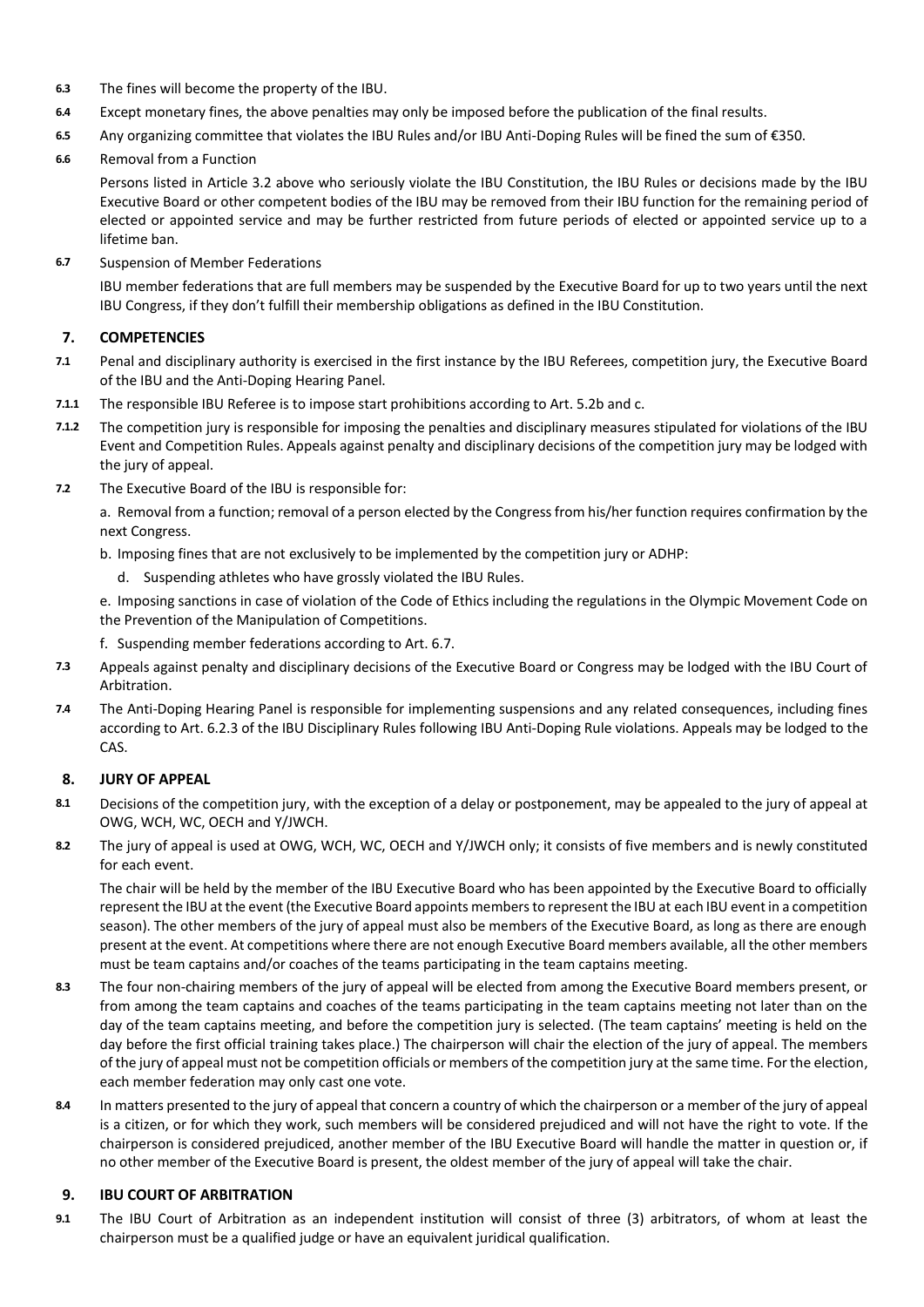**6.3** The fines will become the property of the IBU.

**6.4** Except monetary fines, the above penalties may only be imposed before the publication of the final results.

**6.5** Any organizing committee that violates the IBU Rules and/or IBU Anti-Doping Rules will be fined the sum of €350.

**6.6** Removal from a Function

Persons listed in Article 3.2 above who seriously violate the IBU Constitution, the IBU Rules or decisions made by the IBU Executive Board or other competent bodies of the IBU may be removed from their IBU function for the remaining period of elected or appointed service and may be further restricted from future periods of elected or appointed service up to a lifetime ban.

**6.7** Suspension of Member Federations

IBU member federations that are full members may be suspended by the Executive Board for up to two years until the next IBU Congress, if they don't fulfill their membership obligations as defined in the IBU Constitution.

## 7. COMPETENCIES

**7.1** Penal and disciplinary authority is exercised in the first instance by the IBU Referees, competition jury, the Executive Board of the IBU and the Anti-Doping Hearing Panel.

**7.1.1** The responsible IBU Referee is to impose start prohibitions according to Art. 5.2b and c.

**7.1.2** The competition jury is responsible for imposing the penalties and disciplinary measures stipulated for violations of the IBU Event and Competition Rules. Appeals against penalty and disciplinary decisions of the competition jury may be lodged with the jury of appeal.

**7.2** The Executive Board of the IBU is responsible for:

a. Removal from a function; removal of a person elected by the Congress from his/her function requires confirmation by the next Congress.

b. Imposing fines that are not exclusively to be implemented by the competition jury or ADHP:

d. Suspending athletes who have grossly violated the IBU Rules.

e. Imposing sanctions in case of violation of the Code of Ethics including the regulations in the Olympic Movement Code on the Prevention of the Manipulation of Competitions.

f. Suspending member federations according to Art. 6.7.

**7.3** Appeals against penalty and disciplinary decisions of the Executive Board or Congress may be lodged with the IBU Court of Arbitration.

**7.4** The Anti-Doping Hearing Panel is responsible for implementing suspensions and any related consequences, including fines according to Art. 6.2.3 of the IBU Disciplinary Rules following IBU Anti-Doping Rule violations. Appeals may be lodged to the CAS.

## 8. JURY OF APPEAL

**8.1** Decisions of the competition jury, with the exception of a delay or postponement, may be appealed to the jury of appeal at OWG, WCH, WC, OECH and Y/JWCH.

**8.2** The jury of appeal is used at OWG, WCH, WC, OECH and Y/JWCH only; it consists of five members and is newly constituted for each event.

The chair will be held by the member of the IBU Executive Board who has been appointed by the Executive Board to officially represent the IBU at the event (the Executive Board appoints members to represent the IBU at each IBU event in a competition season). The other members of the jury of appeal must also be members of the Executive Board, as long as there are enough present at the event. At competitions where there are not enough Executive Board members available, all the other members must be team captains and/or coaches of the teams participating in the team captains meeting.

**8.3** The four non-chairing members of the jury of appeal will be elected from among the Executive Board members present, or from among the team captains and coaches of the teams participating in the team captains meeting not later than on the day of the team captains meeting, and before the competition jury is selected. (The team captains' meeting is held on the day before the first official training takes place.) The chairperson will chair the election of the jury of appeal. The members of the jury of appeal must not be competition officials or members of the competition jury at the same time. For the election, each member federation may only cast one vote.

**8.4** In matters presented to the jury of appeal that concern a country of which the chairperson or a member of the jury of appeal is a citizen, or for which they work, such members will be considered prejudiced and will not have the right to vote. If the chairperson is considered prejudiced, another member of the IBU Executive Board will handle the matter in question or, if no other member of the Executive Board is present, the oldest member of the jury of appeal will take the chair.

## 9. IBU COURT OF ARBITRATION

**9.1** The IBU Court of Arbitration as an independent institution will consist of three (3) arbitrators, of whom at least the chairperson must be a qualified judge or have an equivalent juridical qualification.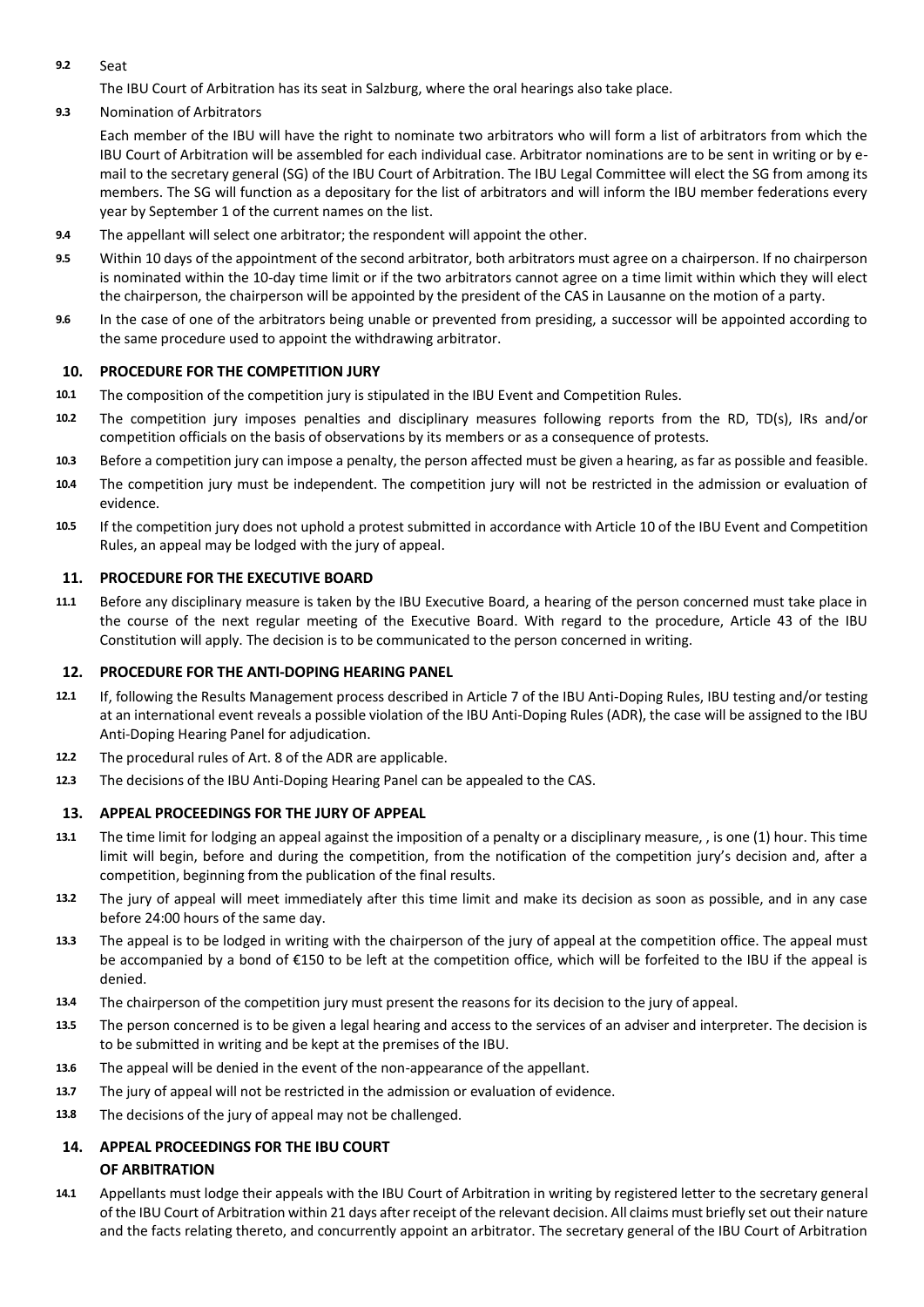**9.2** Seat

The IBU Court of Arbitration has its seat in Salzburg, where the oral hearings also take place.

**9.3** Nomination of Arbitrators

Each member of the IBU will have the right to nominate two arbitrators who will form a list of arbitrators from which the IBU Court of Arbitration will be assembled for each individual case. Arbitrator nominations are to be sent in writing or by e-mail to the secretary general (SG) of the IBU Court of Arbitration. The IBU Legal Committee will elect the SG from among its members. The SG will function as a depositary for the list of arbitrators and will inform the IBU member federations every year by September 1 of the current names on the list.

**9.4** The appellant will select one arbitrator; the respondent will appoint the other.

**9.5** Within 10 days of the appointment of the second arbitrator, both arbitrators must agree on a chairperson. If no chairperson is nominated within the 10-day time limit or if the two arbitrators cannot agree on a time limit within which they will elect the chairperson, the chairperson will be appointed by the president of the CAS in Lausanne on the motion of a party.

**9.6** In the case of one of the arbitrators being unable or prevented from presiding, a successor will be appointed according to the same procedure used to appoint the withdrawing arbitrator.

## 10. PROCEDURE FOR THE COMPETITION JURY

**10.1** The composition of the competition jury is stipulated in the IBU Event and Competition Rules.

**10.2** The competition jury imposes penalties and disciplinary measures following reports from the RD, TD(s), IRs and/or competition officials on the basis of observations by its members or as a consequence of protests.

**10.3** Before a competition jury can impose a penalty, the person affected must be given a hearing, as far as possible and feasible.

**10.4** The competition jury must be independent. The competition jury will not be restricted in the admission or evaluation of evidence.

**10.5** If the competition jury does not uphold a protest submitted in accordance with Article 10 of the IBU Event and Competition Rules, an appeal may be lodged with the jury of appeal.

## 11. PROCEDURE FOR THE EXECUTIVE BOARD

**11.1** Before any disciplinary measure is taken by the IBU Executive Board, a hearing of the person concerned must take place in the course of the next regular meeting of the Executive Board. With regard to the procedure, Article 43 of the IBU Constitution will apply. The decision is to be communicated to the person concerned in writing.

## 12. PROCEDURE FOR THE ANTI-DOPING HEARING PANEL

**12.1** If, following the Results Management process described in Article 7 of the IBU Anti-Doping Rules, IBU testing and/or testing at an international event reveals a possible violation of the IBU Anti-Doping Rules (ADR), the case will be assigned to the IBU Anti-Doping Hearing Panel for adjudication.

**12.2** The procedural rules of Art. 8 of the ADR are applicable.

**12.3** The decisions of the IBU Anti-Doping Hearing Panel can be appealed to the CAS.

## 13. APPEAL PROCEEDINGS FOR THE JURY OF APPEAL

**13.1** The time limit for lodging an appeal against the imposition of a penalty or a disciplinary measure, , is one (1) hour. This time limit will begin, before and during the competition, from the notification of the competition jury's decision and, after a competition, beginning from the publication of the final results.

**13.2** The jury of appeal will meet immediately after this time limit and make its decision as soon as possible, and in any case before 24:00 hours of the same day.

**13.3** The appeal is to be lodged in writing with the chairperson of the jury of appeal at the competition office. The appeal must be accompanied by a bond of €150 to be left at the competition office, which will be forfeited to the IBU if the appeal is denied.

**13.4** The chairperson of the competition jury must present the reasons for its decision to the jury of appeal.

**13.5** The person concerned is to be given a legal hearing and access to the services of an adviser and interpreter. The decision is to be submitted in writing and be kept at the premises of the IBU.

**13.6** The appeal will be denied in the event of the non-appearance of the appellant.

**13.7** The jury of appeal will not be restricted in the admission or evaluation of evidence.

**13.8** The decisions of the jury of appeal may not be challenged.

## 14. APPEAL PROCEEDINGS FOR THE IBU COURT OF ARBITRATION

**14.1** Appellants must lodge their appeals with the IBU Court of Arbitration in writing by registered letter to the secretary general of the IBU Court of Arbitration within 21 days after receipt of the relevant decision. All claims must briefly set out their nature and the facts relating thereto, and concurrently appoint an arbitrator. The secretary general of the IBU Court of Arbitration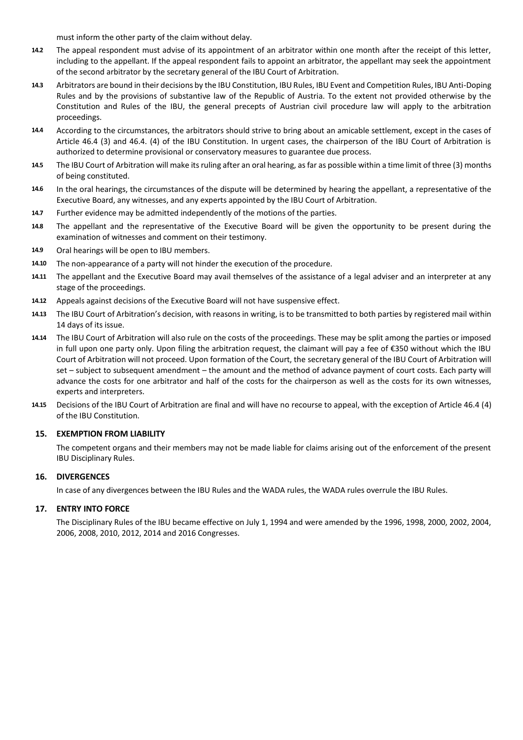must inform the other party of the claim without delay.

**14.2** The appeal respondent must advise of its appointment of an arbitrator within one month after the receipt of this letter, including to the appellant. If the appeal respondent fails to appoint an arbitrator, the appellant may seek the appointment of the second arbitrator by the secretary general of the IBU Court of Arbitration.

**14.3** Arbitrators are bound in their decisions by the IBU Constitution, IBU Rules, IBU Event and Competition Rules, IBU Anti-Doping Rules and by the provisions of substantive law of the Republic of Austria. To the extent not provided otherwise by the Constitution and Rules of the IBU, the general precepts of Austrian civil procedure law will apply to the arbitration proceedings.

**14.4** According to the circumstances, the arbitrators should strive to bring about an amicable settlement, except in the cases of Article 46.4 (3) and 46.4. (4) of the IBU Constitution. In urgent cases, the chairperson of the IBU Court of Arbitration is authorized to determine provisional or conservatory measures to guarantee due process.

**14.5** The IBU Court of Arbitration will make its ruling after an oral hearing, as far as possible within a time limit of three (3) months of being constituted.

**14.6** In the oral hearings, the circumstances of the dispute will be determined by hearing the appellant, a representative of the Executive Board, any witnesses, and any experts appointed by the IBU Court of Arbitration.

**14.7** Further evidence may be admitted independently of the motions of the parties.

**14.8** The appellant and the representative of the Executive Board will be given the opportunity to be present during the examination of witnesses and comment on their testimony.

**14.9** Oral hearings will be open to IBU members.

**14.10** The non-appearance of a party will not hinder the execution of the procedure.

**14.11** The appellant and the Executive Board may avail themselves of the assistance of a legal adviser and an interpreter at any stage of the proceedings.

**14.12** Appeals against decisions of the Executive Board will not have suspensive effect.

**14.13** The IBU Court of Arbitration's decision, with reasons in writing, is to be transmitted to both parties by registered mail within 14 days of its issue.

**14.14** The IBU Court of Arbitration will also rule on the costs of the proceedings. These may be split among the parties or imposed in full upon one party only. Upon filing the arbitration request, the claimant will pay a fee of €350 without which the IBU Court of Arbitration will not proceed. Upon formation of the Court, the secretary general of the IBU Court of Arbitration will set – subject to subsequent amendment – the amount and the method of advance payment of court costs. Each party will advance the costs for one arbitrator and half of the costs for the chairperson as well as the costs for its own witnesses, experts and interpreters.

**14.15** Decisions of the IBU Court of Arbitration are final and will have no recourse to appeal, with the exception of Article 46.4 (4) of the IBU Constitution.

## 15. EXEMPTION FROM LIABILITY

The competent organs and their members may not be made liable for claims arising out of the enforcement of the present IBU Disciplinary Rules.

## 16. DIVERGENCES

In case of any divergences between the IBU Rules and the WADA rules, the WADA rules overrule the IBU Rules.

## 17. ENTRY INTO FORCE

The Disciplinary Rules of the IBU became effective on July 1, 1994 and were amended by the 1996, 1998, 2000, 2002, 2004, 2006, 2008, 2010, 2012, 2014 and 2016 Congresses.